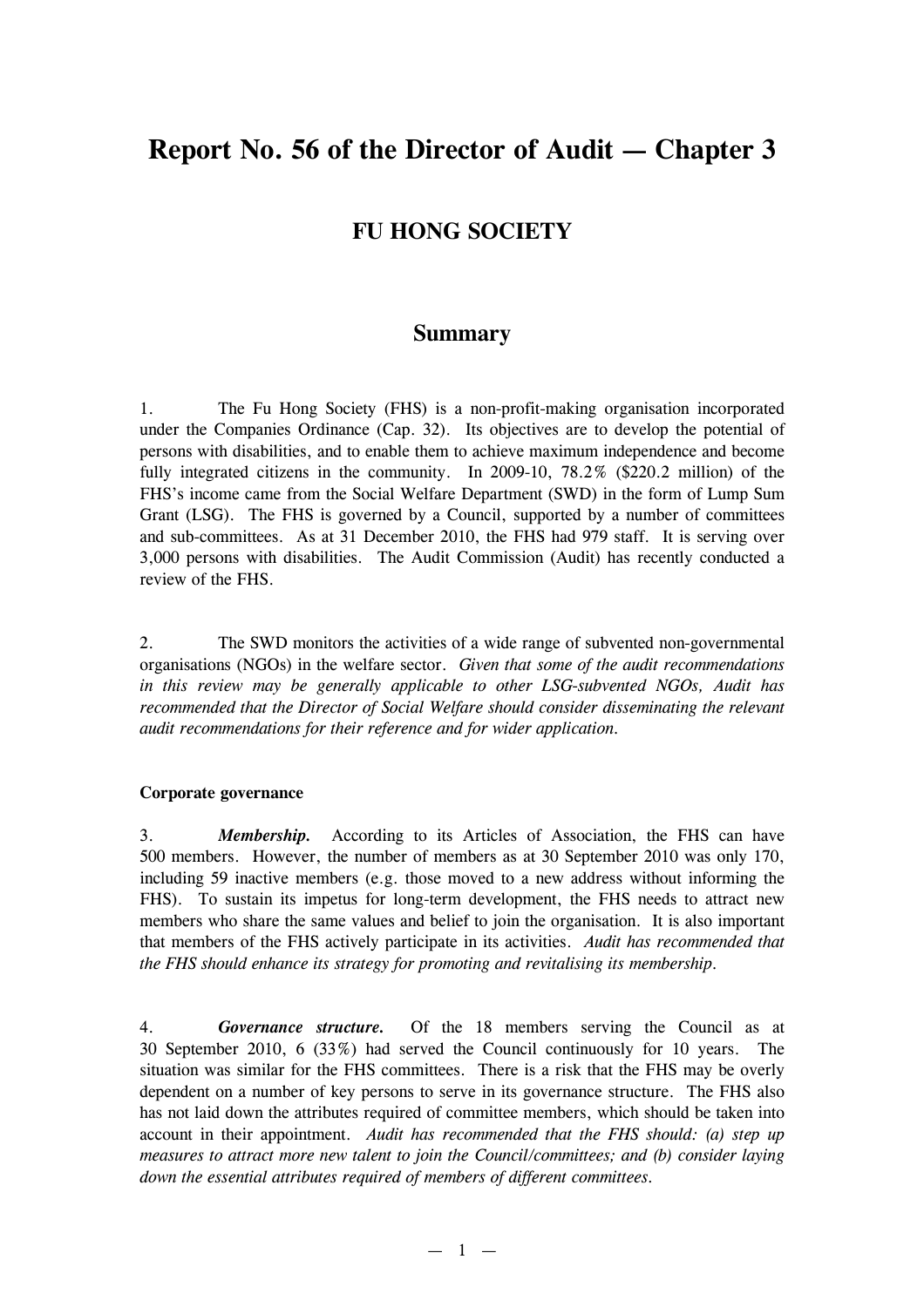# Report No. 56 of the Director of Audit — Chapter 3

## FU HONG SOCIETY

### Summary

1. The Fu Hong Society (FHS) is a non-profit-making organisation incorporated under the Companies Ordinance (Cap. 32). Its objectives are to develop the potential of persons with disabilities, and to enable them to achieve maximum independence and become fully integrated citizens in the community. In 2009-10, 78.2% ($220.2 million) of the FHS's income came from the Social Welfare Department (SWD) in the form of Lump Sum Grant (LSG). The FHS is governed by a Council, supported by a number of committees and sub-committees. As at 31 December 2010, the FHS had 979 staff. It is serving over 3,000 persons with disabilities. The Audit Commission (Audit) has recently conducted a review of the FHS.

2. The SWD monitors the activities of a wide range of subvented non-governmental organisations (NGOs) in the welfare sector. *Given that some of the audit recommendations in this review may be generally applicable to other LSG-subvented NGOs, Audit has recommended that the Director of Social Welfare should consider disseminating the relevant audit recommendations for their reference and for wider application.*

**Corporate governance**

3. ***Membership.*** According to its Articles of Association, the FHS can have 500 members. However, the number of members as at 30 September 2010 was only 170, including 59 inactive members (e.g. those moved to a new address without informing the FHS). To sustain its impetus for long-term development, the FHS needs to attract new members who share the same values and belief to join the organisation. It is also important that members of the FHS actively participate in its activities. *Audit has recommended that the FHS should enhance its strategy for promoting and revitalising its membership.*

4. ***Governance structure.*** Of the 18 members serving the Council as at 30 September 2010, 6 (33%) had served the Council continuously for 10 years. The situation was similar for the FHS committees. There is a risk that the FHS may be overly dependent on a number of key persons to serve in its governance structure. The FHS also has not laid down the attributes required of committee members, which should be taken into account in their appointment. *Audit has recommended that the FHS should: (a) step up measures to attract more new talent to join the Council/committees; and (b) consider laying down the essential attributes required of members of different committees.*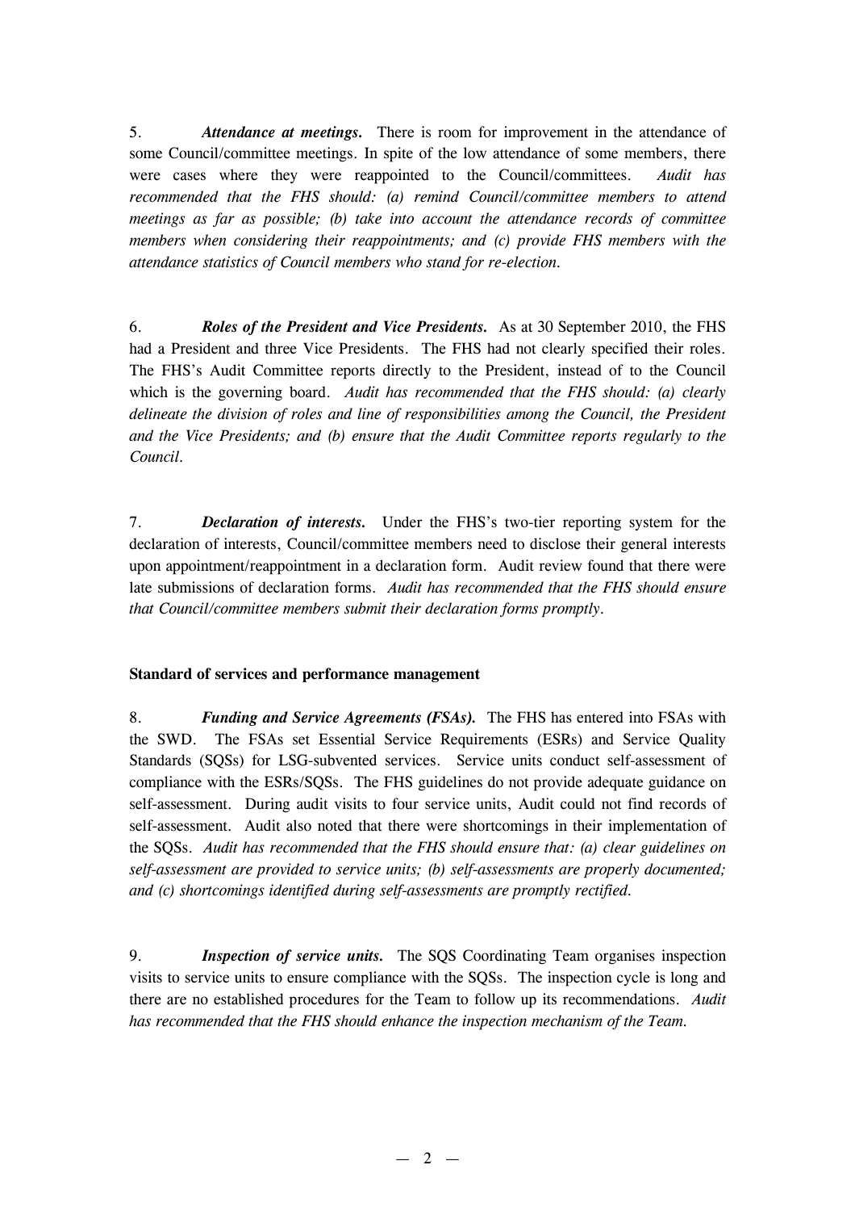5. ***Attendance at meetings.*** There is room for improvement in the attendance of some Council/committee meetings. In spite of the low attendance of some members, there were cases where they were reappointed to the Council/committees. *Audit has recommended that the FHS should: (a) remind Council/committee members to attend meetings as far as possible; (b) take into account the attendance records of committee members when considering their reappointments; and (c) provide FHS members with the attendance statistics of Council members who stand for re-election.*

6. ***Roles of the President and Vice Presidents.*** As at 30 September 2010, the FHS had a President and three Vice Presidents. The FHS had not clearly specified their roles. The FHS's Audit Committee reports directly to the President, instead of to the Council which is the governing board. *Audit has recommended that the FHS should: (a) clearly delineate the division of roles and line of responsibilities among the Council, the President and the Vice Presidents; and (b) ensure that the Audit Committee reports regularly to the Council.*

7. ***Declaration of interests.*** Under the FHS's two-tier reporting system for the declaration of interests, Council/committee members need to disclose their general interests upon appointment/reappointment in a declaration form. Audit review found that there were late submissions of declaration forms. *Audit has recommended that the FHS should ensure that Council/committee members submit their declaration forms promptly.*

**Standard of services and performance management**

8. ***Funding and Service Agreements (FSAs).*** The FHS has entered into FSAs with the SWD. The FSAs set Essential Service Requirements (ESRs) and Service Quality Standards (SQSs) for LSG-subvented services. Service units conduct self-assessment of compliance with the ESRs/SQSs. The FHS guidelines do not provide adequate guidance on self-assessment. During audit visits to four service units, Audit could not find records of self-assessment. Audit also noted that there were shortcomings in their implementation of the SQSs. *Audit has recommended that the FHS should ensure that: (a) clear guidelines on self-assessment are provided to service units; (b) self-assessments are properly documented; and (c) shortcomings identified during self-assessments are promptly rectified.*

9. ***Inspection of service units.*** The SQS Coordinating Team organises inspection visits to service units to ensure compliance with the SQSs. The inspection cycle is long and there are no established procedures for the Team to follow up its recommendations. *Audit has recommended that the FHS should enhance the inspection mechanism of the Team.*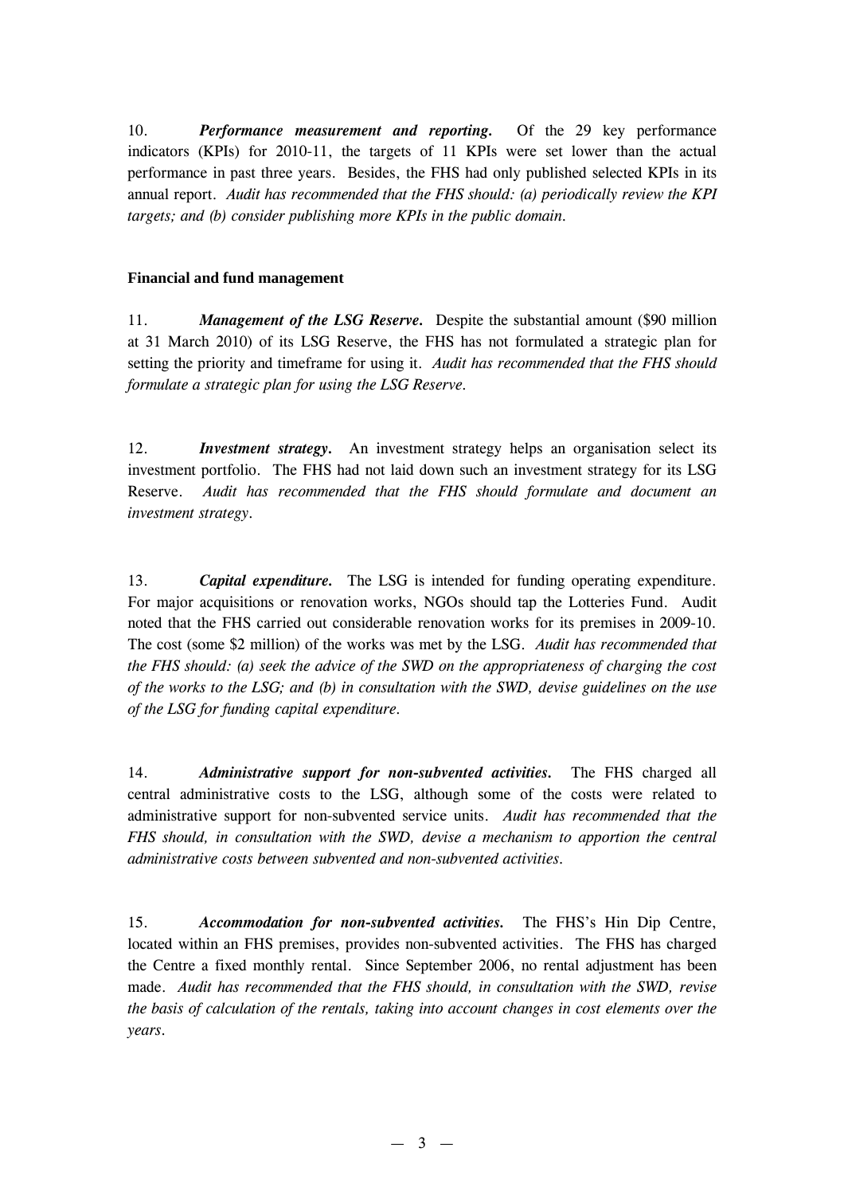10. ***Performance measurement and reporting.*** Of the 29 key performance indicators (KPIs) for 2010-11, the targets of 11 KPIs were set lower than the actual performance in past three years. Besides, the FHS had only published selected KPIs in its annual report. *Audit has recommended that the FHS should: (a) periodically review the KPI targets; and (b) consider publishing more KPIs in the public domain.*

**Financial and fund management**

11. ***Management of the LSG Reserve.*** Despite the substantial amount ($90 million at 31 March 2010) of its LSG Reserve, the FHS has not formulated a strategic plan for setting the priority and timeframe for using it. *Audit has recommended that the FHS should formulate a strategic plan for using the LSG Reserve.*

12. ***Investment strategy.*** An investment strategy helps an organisation select its investment portfolio. The FHS had not laid down such an investment strategy for its LSG Reserve. *Audit has recommended that the FHS should formulate and document an investment strategy.*

13. ***Capital expenditure.*** The LSG is intended for funding operating expenditure. For major acquisitions or renovation works, NGOs should tap the Lotteries Fund. Audit noted that the FHS carried out considerable renovation works for its premises in 2009-10. The cost (some $2 million) of the works was met by the LSG. *Audit has recommended that the FHS should: (a) seek the advice of the SWD on the appropriateness of charging the cost of the works to the LSG; and (b) in consultation with the SWD, devise guidelines on the use of the LSG for funding capital expenditure.*

14. ***Administrative support for non-subvented activities.*** The FHS charged all central administrative costs to the LSG, although some of the costs were related to administrative support for non-subvented service units. *Audit has recommended that the FHS should, in consultation with the SWD, devise a mechanism to apportion the central administrative costs between subvented and non-subvented activities.*

15. ***Accommodation for non-subvented activities.*** The FHS's Hin Dip Centre, located within an FHS premises, provides non-subvented activities. The FHS has charged the Centre a fixed monthly rental. Since September 2006, no rental adjustment has been made. *Audit has recommended that the FHS should, in consultation with the SWD, revise the basis of calculation of the rentals, taking into account changes in cost elements over the years.*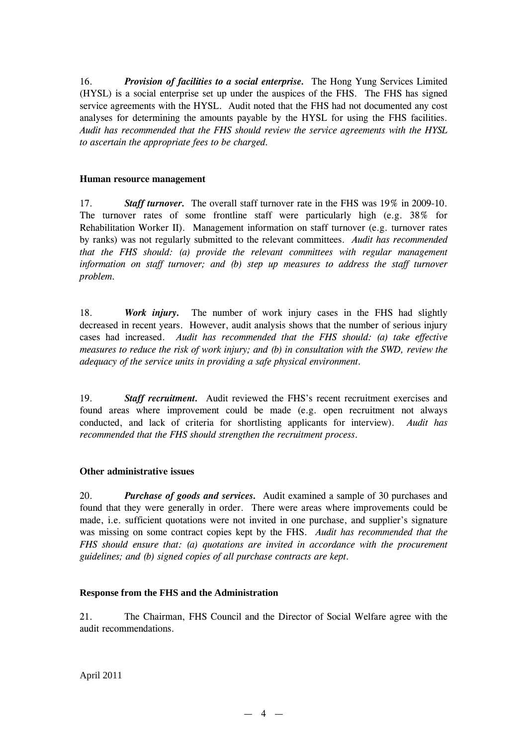16. ***Provision of facilities to a social enterprise.*** The Hong Yung Services Limited (HYSL) is a social enterprise set up under the auspices of the FHS. The FHS has signed service agreements with the HYSL. Audit noted that the FHS had not documented any cost analyses for determining the amounts payable by the HYSL for using the FHS facilities. *Audit has recommended that the FHS should review the service agreements with the HYSL to ascertain the appropriate fees to be charged.*

**Human resource management**

17. ***Staff turnover.*** The overall staff turnover rate in the FHS was 19% in 2009-10. The turnover rates of some frontline staff were particularly high (e.g. 38% for Rehabilitation Worker II). Management information on staff turnover (e.g. turnover rates by ranks) was not regularly submitted to the relevant committees. *Audit has recommended that the FHS should: (a) provide the relevant committees with regular management information on staff turnover; and (b) step up measures to address the staff turnover problem.*

18. ***Work injury.*** The number of work injury cases in the FHS had slightly decreased in recent years. However, audit analysis shows that the number of serious injury cases had increased. *Audit has recommended that the FHS should: (a) take effective measures to reduce the risk of work injury; and (b) in consultation with the SWD, review the adequacy of the service units in providing a safe physical environment.*

19. ***Staff recruitment.*** Audit reviewed the FHS's recent recruitment exercises and found areas where improvement could be made (e.g. open recruitment not always conducted, and lack of criteria for shortlisting applicants for interview). *Audit has recommended that the FHS should strengthen the recruitment process.*

**Other administrative issues**

20. ***Purchase of goods and services.*** Audit examined a sample of 30 purchases and found that they were generally in order. There were areas where improvements could be made, i.e. sufficient quotations were not invited in one purchase, and supplier's signature was missing on some contract copies kept by the FHS. *Audit has recommended that the FHS should ensure that: (a) quotations are invited in accordance with the procurement guidelines; and (b) signed copies of all purchase contracts are kept.*

**Response from the FHS and the Administration**

21. The Chairman, FHS Council and the Director of Social Welfare agree with the audit recommendations.

April 2011